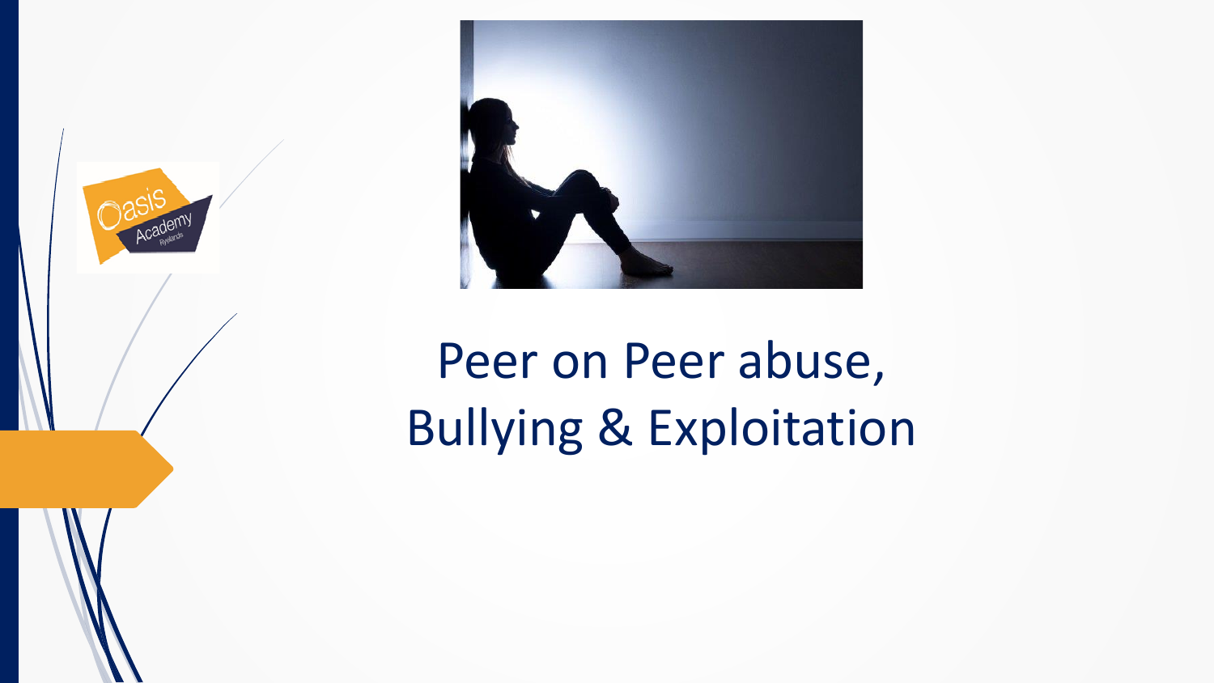# Peer on Peer abuse, Bullying & Exploitation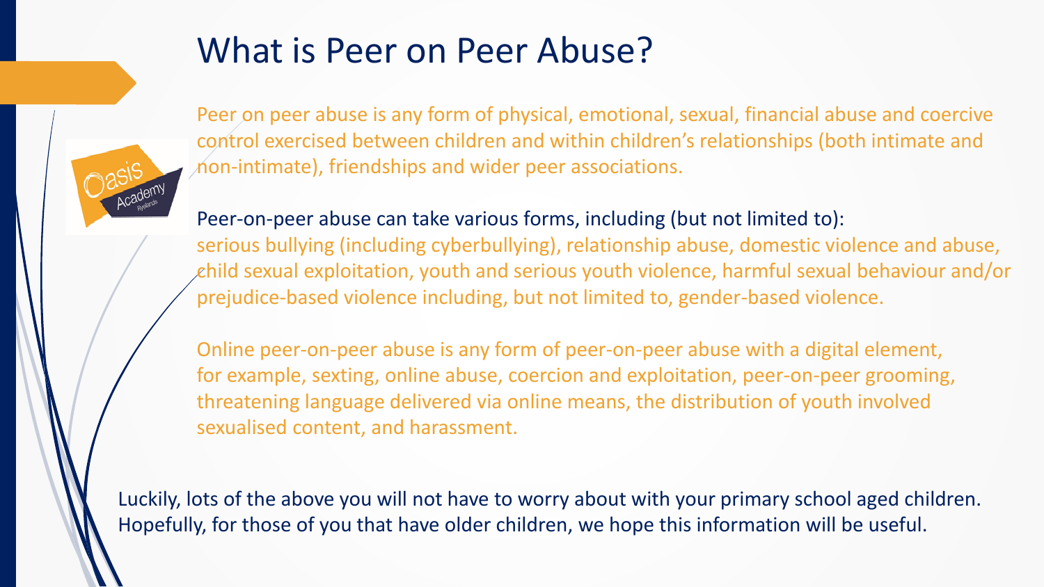# What is Peer on Peer Abuse?

Peer on peer abuse is any form of physical, emotional, sexual, financial abuse and coercive control exercised between children and within children's relationships (both intimate and non-intimate), friendships and wider peer associations.

Peer-on-peer abuse can take various forms, including (but not limited to): serious bullying (including cyberbullying), relationship abuse, domestic violence and abuse, child sexual exploitation, youth and serious youth violence, harmful sexual behaviour and/or prejudice-based violence including, but not limited to, gender-based violence.

Online peer-on-peer abuse is any form of peer-on-peer abuse with a digital element, for example, sexting, online abuse, coercion and exploitation, peer-on-peer grooming, threatening language delivered via online means, the distribution of youth involved sexualised content, and harassment.

Luckily, lots of the above you will not have to worry about with your primary school aged children. Hopefully, for those of you that have older children, we hope this information will be useful.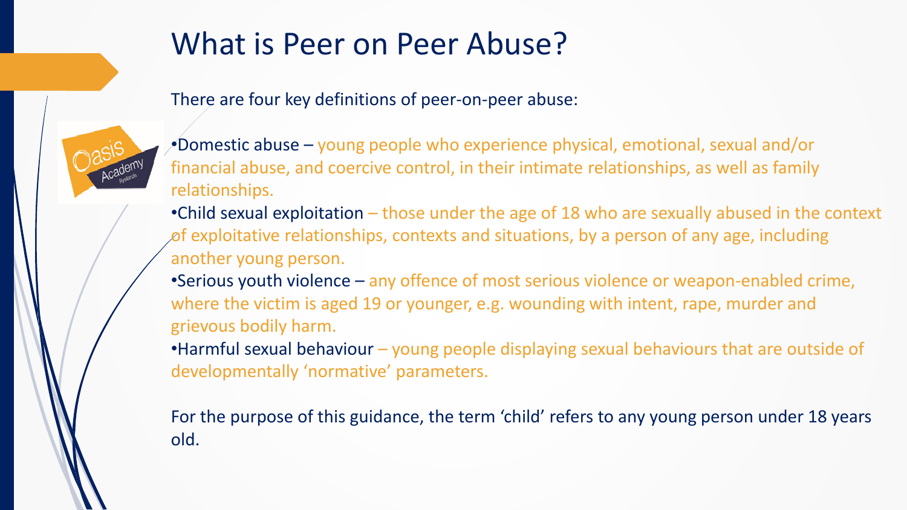# What is Peer on Peer Abuse?

There are four key definitions of peer-on-peer abuse:

- Domestic abuse – young people who experience physical, emotional, sexual and/or financial abuse, and coercive control, in their intimate relationships, as well as family relationships.
- Child sexual exploitation – those under the age of 18 who are sexually abused in the context of exploitative relationships, contexts and situations, by a person of any age, including another young person.
- Serious youth violence – any offence of most serious violence or weapon-enabled crime, where the victim is aged 19 or younger, e.g. wounding with intent, rape, murder and grievous bodily harm.
- Harmful sexual behaviour – young people displaying sexual behaviours that are outside of developmentally 'normative' parameters.

For the purpose of this guidance, the term 'child' refers to any young person under 18 years old.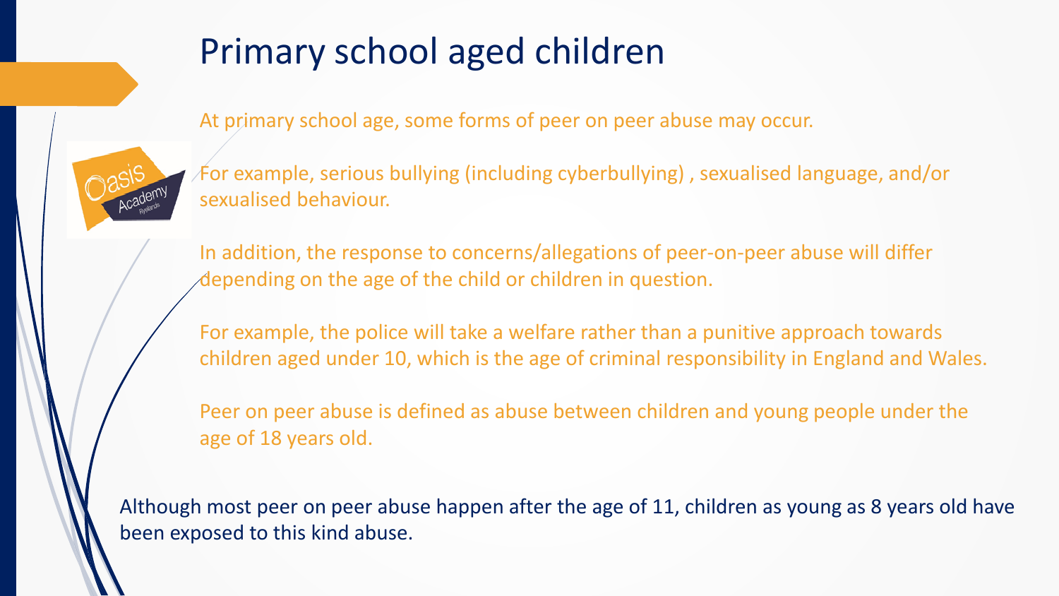# Primary school aged children

At primary school age, some forms of peer on peer abuse may occur.

For example, serious bullying (including cyberbullying) , sexualised language, and/or sexualised behaviour.

In addition, the response to concerns/allegations of peer-on-peer abuse will differ depending on the age of the child or children in question.

For example, the police will take a welfare rather than a punitive approach towards children aged under 10, which is the age of criminal responsibility in England and Wales.

Peer on peer abuse is defined as abuse between children and young people under the age of 18 years old.

Although most peer on peer abuse happen after the age of 11, children as young as 8 years old have been exposed to this kind abuse.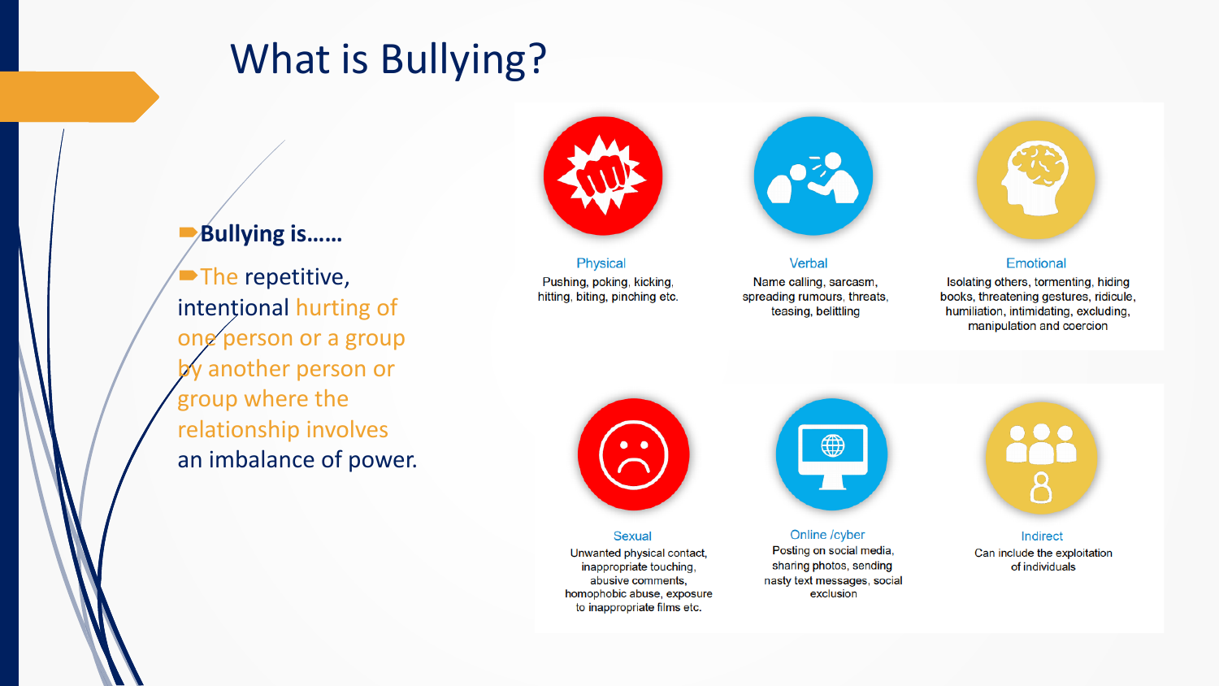# What is Bullying?

- **Bullying is……**
- The repetitive, intentional hurting of one person or a group by another person or group where the relationship involves an imbalance of power.

### Physical
Pushing, poking, kicking, hitting, biting, pinching etc.

### Verbal
Name calling, sarcasm, spreading rumours, threats, teasing, belittling

### Emotional
Isolating others, tormenting, hiding books, threatening gestures, ridicule, humiliation, intimidating, excluding, manipulation and coercion

### Sexual
Unwanted physical contact, inappropriate touching, abusive comments, homophobic abuse, exposure to inappropriate films etc.

### Online /cyber
Posting on social media, sharing photos, sending nasty text messages, social exclusion

### Indirect
Can include the exploitation of individuals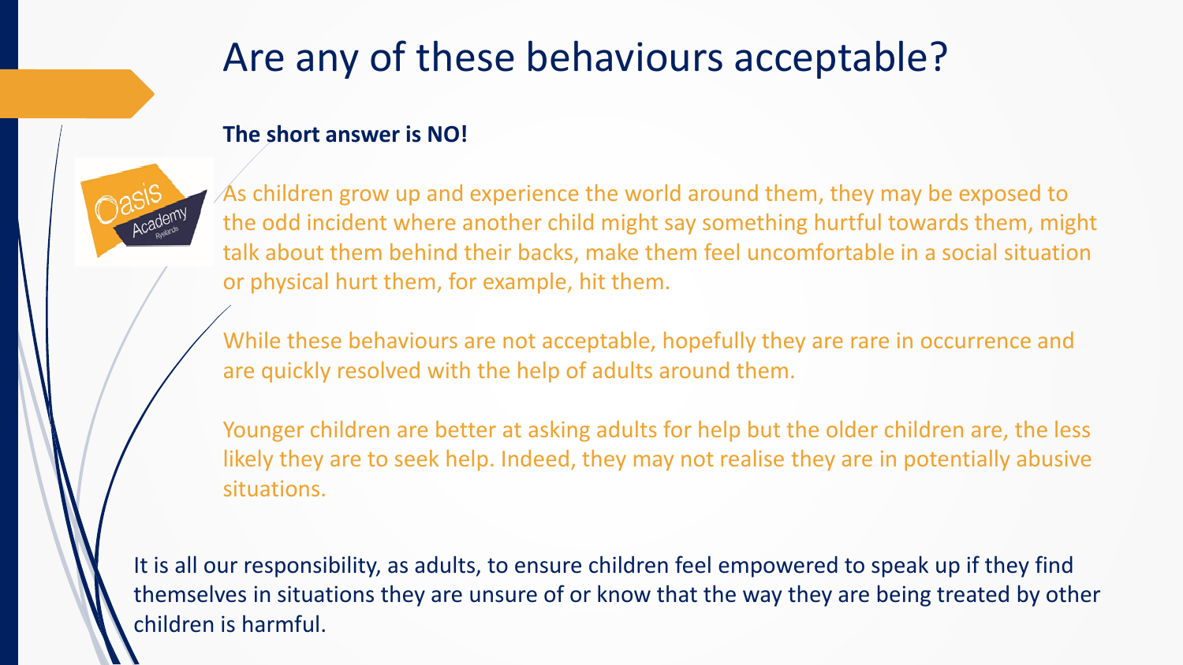# Are any of these behaviours acceptable?

**The short answer is NO!**

As children grow up and experience the world around them, they may be exposed to the odd incident where another child might say something hurtful towards them, might talk about them behind their backs, make them feel uncomfortable in a social situation or physical hurt them, for example, hit them.

While these behaviours are not acceptable, hopefully they are rare in occurrence and are quickly resolved with the help of adults around them.

Younger children are better at asking adults for help but the older children are, the less likely they are to seek help. Indeed, they may not realise they are in potentially abusive situations.

It is all our responsibility, as adults, to ensure children feel empowered to speak up if they find themselves in situations they are unsure of or know that the way they are being treated by other children is harmful.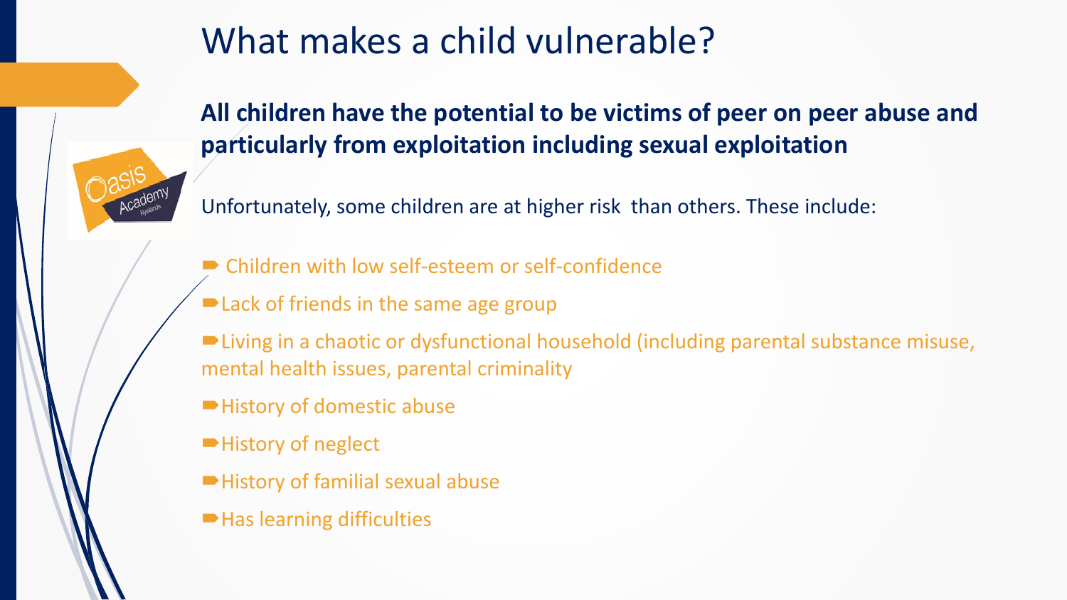# What makes a child vulnerable?

**All children have the potential to be victims of peer on peer abuse and particularly from exploitation including sexual exploitation**

Unfortunately, some children are at higher risk than others. These include:

- Children with low self-esteem or self-confidence
- Lack of friends in the same age group
- Living in a chaotic or dysfunctional household (including parental substance misuse, mental health issues, parental criminality
- History of domestic abuse
- History of neglect
- History of familial sexual abuse
- Has learning difficulties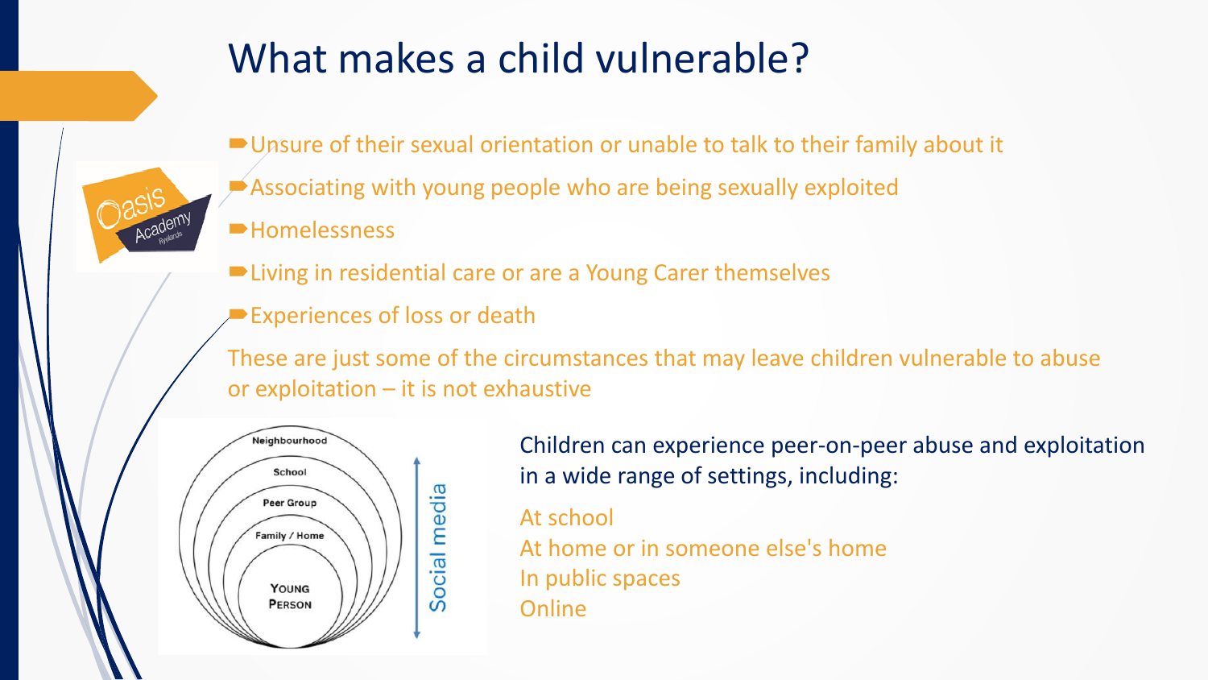# What makes a child vulnerable?

- Unsure of their sexual orientation or unable to talk to their family about it
- Associating with young people who are being sexually exploited
- Homelessness
- Living in residential care or are a Young Carer themselves
- Experiences of loss or death

These are just some of the circumstances that may leave children vulnerable to abuse or exploitation – it is not exhaustive

Neighbourhood

School

Peer Group

Family / Home

Young Person

Social media

Children can experience peer-on-peer abuse and exploitation in a wide range of settings, including:

At school
At home or in someone else's home
In public spaces
Online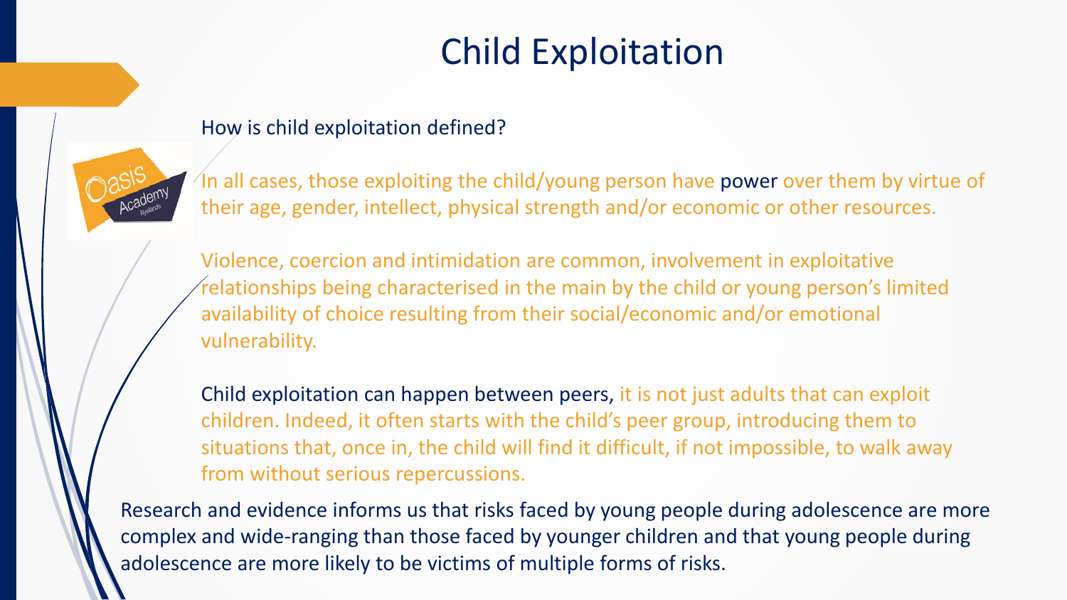# Child Exploitation

How is child exploitation defined?

In all cases, those exploiting the child/young person have power over them by virtue of their age, gender, intellect, physical strength and/or economic or other resources.

Violence, coercion and intimidation are common, involvement in exploitative relationships being characterised in the main by the child or young person's limited availability of choice resulting from their social/economic and/or emotional vulnerability.

Child exploitation can happen between peers, it is not just adults that can exploit children. Indeed, it often starts with the child's peer group, introducing them to situations that, once in, the child will find it difficult, if not impossible, to walk away from without serious repercussions.

Research and evidence informs us that risks faced by young people during adolescence are more complex and wide-ranging than those faced by younger children and that young people during adolescence are more likely to be victims of multiple forms of risks.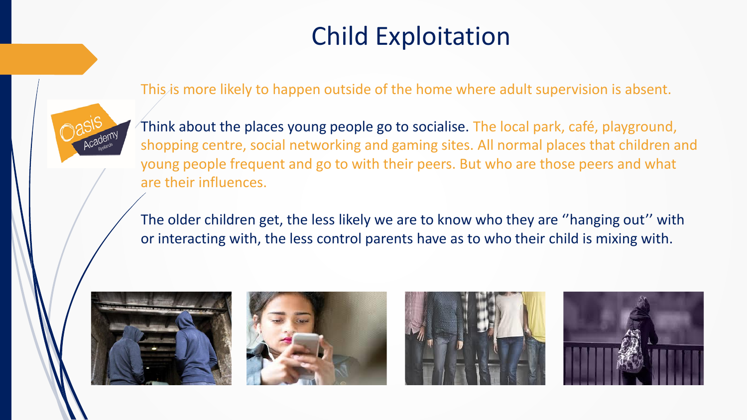# Child Exploitation

This is more likely to happen outside of the home where adult supervision is absent.

Think about the places young people go to socialise. The local park, café, playground, shopping centre, social networking and gaming sites. All normal places that children and young people frequent and go to with their peers. But who are those peers and what are their influences.

The older children get, the less likely we are to know who they are ''hanging out'' with or interacting with, the less control parents have as to who their child is mixing with.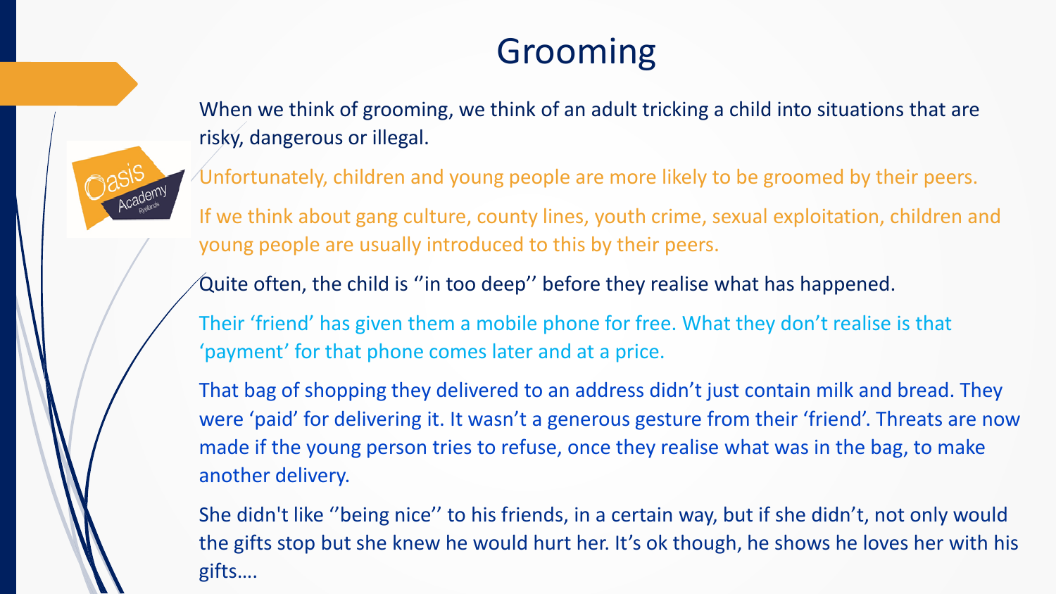# Grooming

When we think of grooming, we think of an adult tricking a child into situations that are risky, dangerous or illegal.

Unfortunately, children and young people are more likely to be groomed by their peers.

If we think about gang culture, county lines, youth crime, sexual exploitation, children and young people are usually introduced to this by their peers.

Quite often, the child is ''in too deep'' before they realise what has happened.

Their 'friend' has given them a mobile phone for free. What they don't realise is that 'payment' for that phone comes later and at a price.

That bag of shopping they delivered to an address didn't just contain milk and bread. They were 'paid' for delivering it. It wasn't a generous gesture from their 'friend'. Threats are now made if the young person tries to refuse, once they realise what was in the bag, to make another delivery.

She didn't like ''being nice'' to his friends, in a certain way, but if she didn't, not only would the gifts stop but she knew he would hurt her. It's ok though, he shows he loves her with his gifts….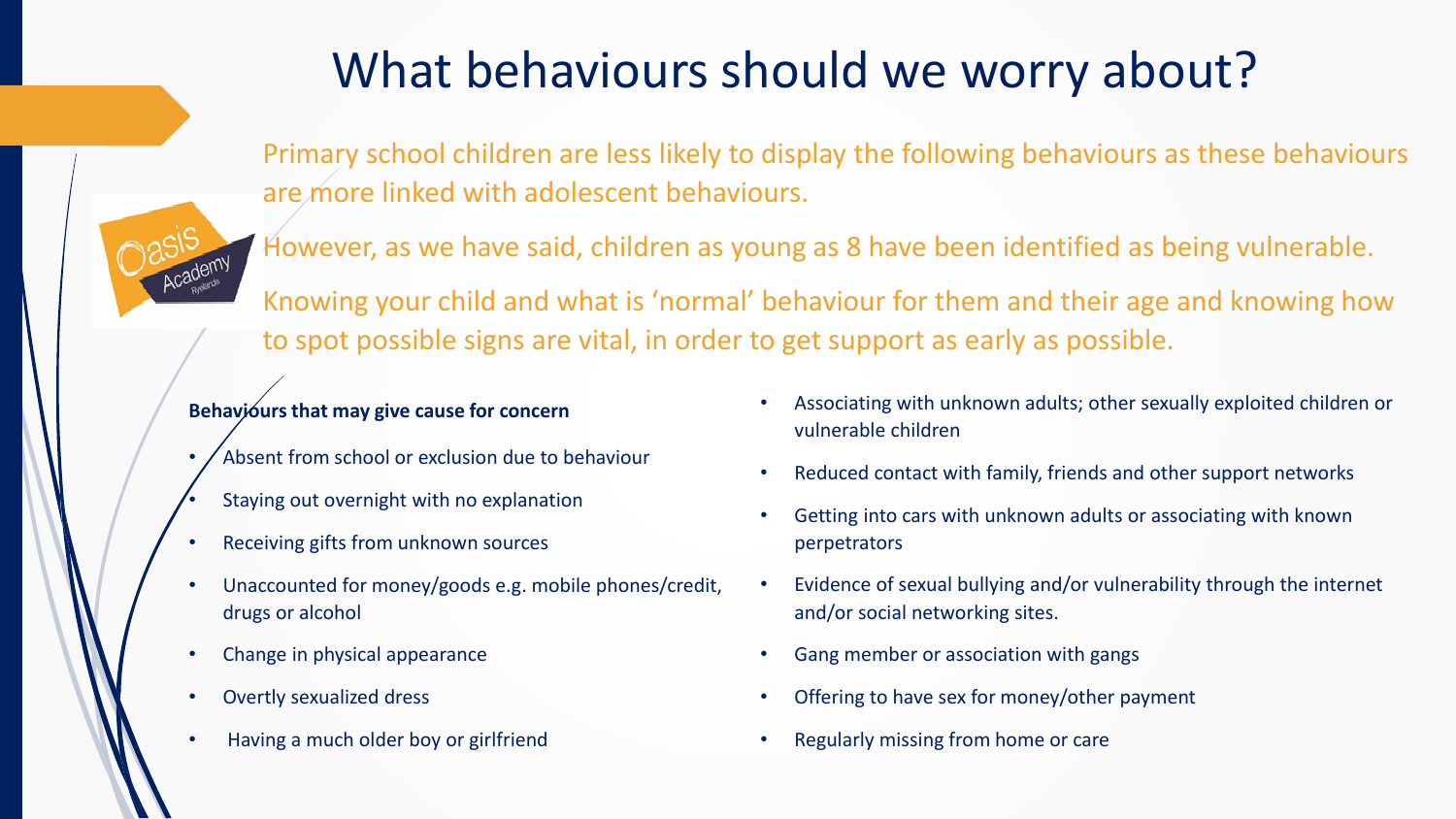# What behaviours should we worry about?

Primary school children are less likely to display the following behaviours as these behaviours are more linked with adolescent behaviours.

However, as we have said, children as young as 8 have been identified as being vulnerable.

Knowing your child and what is 'normal' behaviour for them and their age and knowing how to spot possible signs are vital, in order to get support as early as possible.

**Behaviours that may give cause for concern**

- Absent from school or exclusion due to behaviour
- Staying out overnight with no explanation
- Receiving gifts from unknown sources
- Unaccounted for money/goods e.g. mobile phones/credit, drugs or alcohol
- Change in physical appearance
- Overtly sexualized dress
- Having a much older boy or girlfriend
- Associating with unknown adults; other sexually exploited children or vulnerable children
- Reduced contact with family, friends and other support networks
- Getting into cars with unknown adults or associating with known perpetrators
- Evidence of sexual bullying and/or vulnerability through the internet and/or social networking sites.
- Gang member or association with gangs
- Offering to have sex for money/other payment
- Regularly missing from home or care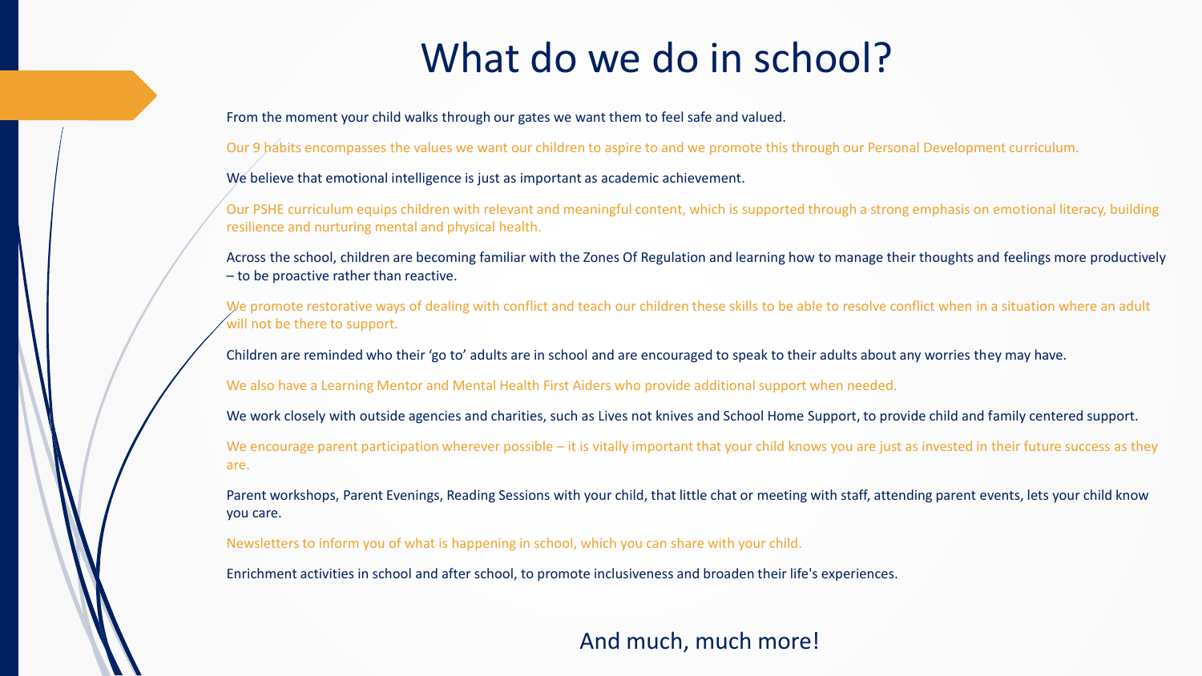# What do we do in school?

From the moment your child walks through our gates we want them to feel safe and valued.

Our 9 habits encompasses the values we want our children to aspire to and we promote this through our Personal Development curriculum.

We believe that emotional intelligence is just as important as academic achievement.

Our PSHE curriculum equips children with relevant and meaningful content, which is supported through a strong emphasis on emotional literacy, building resilience and nurturing mental and physical health.

Across the school, children are becoming familiar with the Zones Of Regulation and learning how to manage their thoughts and feelings more productively – to be proactive rather than reactive.

We promote restorative ways of dealing with conflict and teach our children these skills to be able to resolve conflict when in a situation where an adult will not be there to support.

Children are reminded who their 'go to' adults are in school and are encouraged to speak to their adults about any worries they may have.

We also have a Learning Mentor and Mental Health First Aiders who provide additional support when needed.

We work closely with outside agencies and charities, such as Lives not knives and School Home Support, to provide child and family centered support.

We encourage parent participation wherever possible – it is vitally important that your child knows you are just as invested in their future success as they are.

Parent workshops, Parent Evenings, Reading Sessions with your child, that little chat or meeting with staff, attending parent events, lets your child know you care.

Newsletters to inform you of what is happening in school, which you can share with your child.

Enrichment activities in school and after school, to promote inclusiveness and broaden their life's experiences.

And much, much more!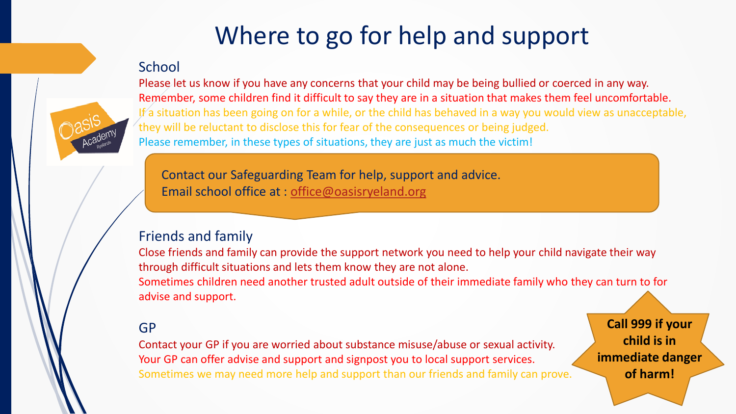# Where to go for help and support

## School

Please let us know if you have any concerns that your child may be being bullied or coerced in any way.
Remember, some children find it difficult to say they are in a situation that makes them feel uncomfortable.
If a situation has been going on for a while, or the child has behaved in a way you would view as unacceptable, they will be reluctant to disclose this for fear of the consequences or being judged.
Please remember, in these types of situations, they are just as much the victim!

Contact our Safeguarding Team for help, support and advice.
Email school office at : office@oasisryeland.org

## Friends and family

Close friends and family can provide the support network you need to help your child navigate their way through difficult situations and lets them know they are not alone.
Sometimes children need another trusted adult outside of their immediate family who they can turn to for advise and support.

## GP

Contact your GP if you are worried about substance misuse/abuse or sexual activity.
Your GP can offer advise and support and signpost you to local support services.
Sometimes we may need more help and support than our friends and family can prove.

**Call 999 if your child is in immediate danger of harm!**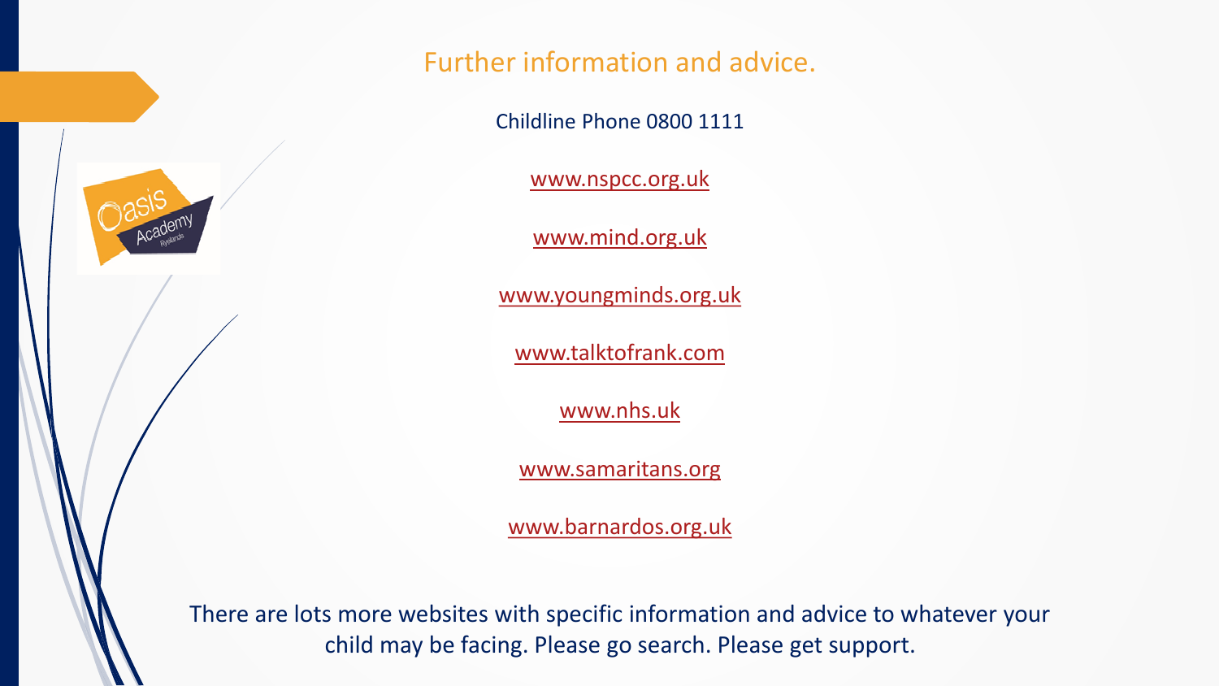## Further information and advice.

Childline Phone 0800 1111

www.nspcc.org.uk

www.mind.org.uk

www.youngminds.org.uk

www.talktofrank.com

www.nhs.uk

www.samaritans.org

www.barnardos.org.uk

There are lots more websites with specific information and advice to whatever your child may be facing. Please go search. Please get support.